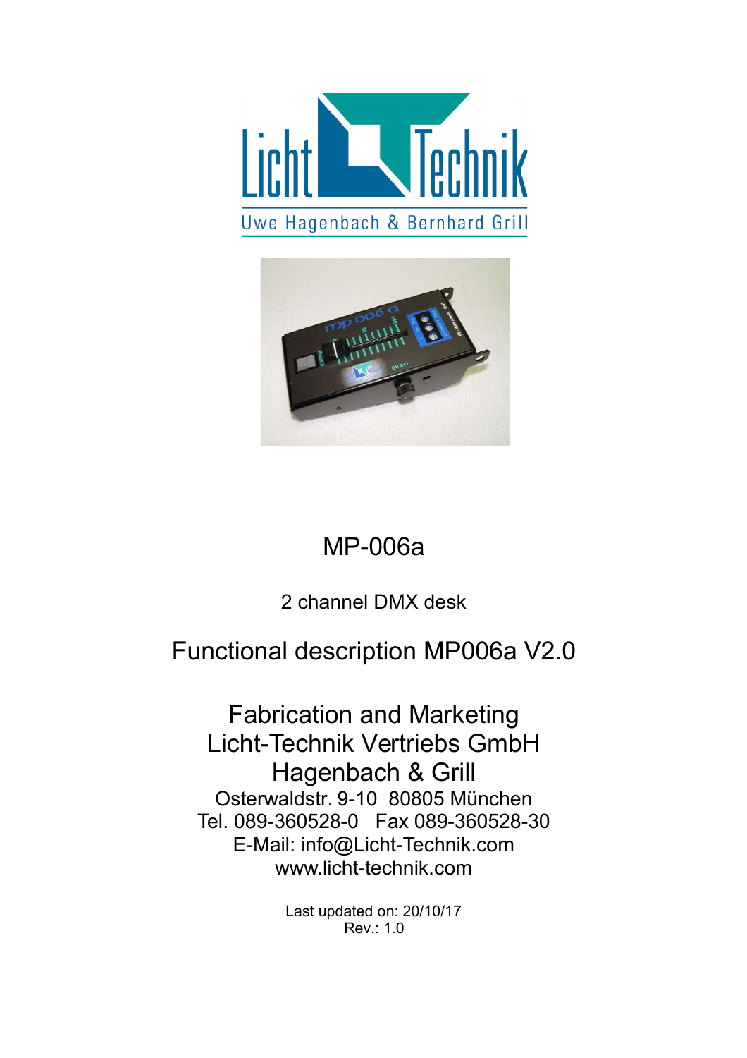# MP-006a

2 channel DMX desk

## Functional description MP006a V2.0

Fabrication and Marketing
Licht-Technik Vertriebs GmbH
Hagenbach & Grill
Osterwaldstr. 9-10 80805 München
Tel. 089-360528-0 Fax 089-360528-30
E-Mail: info@Licht-Technik.com
www.licht-technik.com

Last updated on: 20/10/17
Rev.: 1.0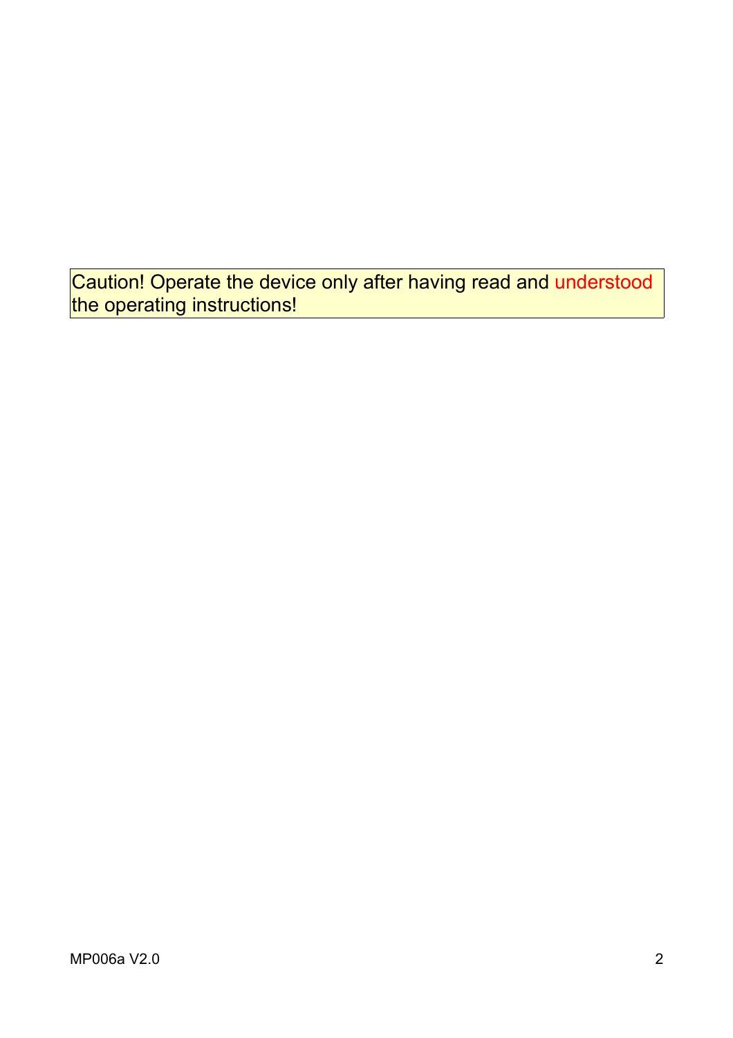Caution! Operate the device only after having read and understood the operating instructions!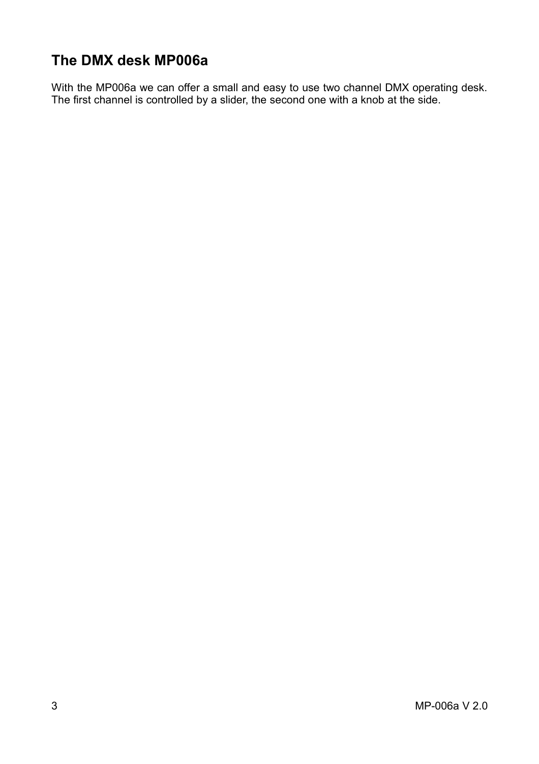# The DMX desk MP006a

With the MP006a we can offer a small and easy to use two channel DMX operating desk. The first channel is controlled by a slider, the second one with a knob at the side.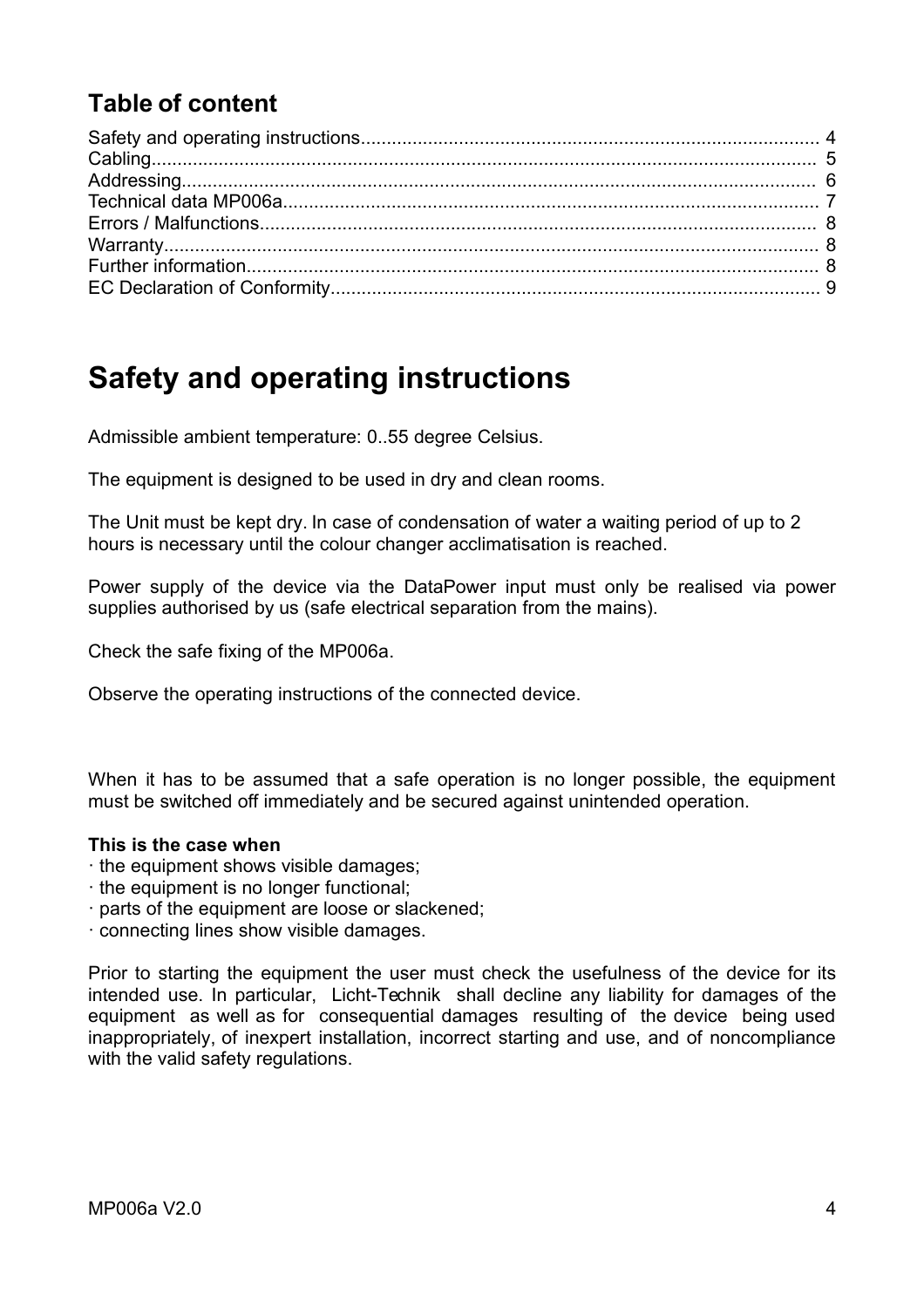## Table of content

Safety and operating instructions........................................................................................ 4
Cabling................................................................................................................................ 5
Addressing.......................................................................................................................... 6
Technical data MP006a....................................................................................................... 7
Errors / Malfunctions........................................................................................................... 8
Warranty.............................................................................................................................. 8
Further information.............................................................................................................. 8
EC Declaration of Conformity.............................................................................................. 9

# Safety and operating instructions

Admissible ambient temperature: 0..55 degree Celsius.

The equipment is designed to be used in dry and clean rooms.

The Unit must be kept dry. In case of condensation of water a waiting period of up to 2 hours is necessary until the colour changer acclimatisation is reached.

Power supply of the device via the DataPower input must only be realised via power supplies authorised by us (safe electrical separation from the mains).

Check the safe fixing of the MP006a.

Observe the operating instructions of the connected device.

When it has to be assumed that a safe operation is no longer possible, the equipment must be switched off immediately and be secured against unintended operation.

**This is the case when**

· the equipment shows visible damages;
· the equipment is no longer functional;
· parts of the equipment are loose or slackened;
· connecting lines show visible damages.

Prior to starting the equipment the user must check the usefulness of the device for its intended use. In particular, Licht-Technik shall decline any liability for damages of the equipment as well as for consequential damages resulting of the device being used inappropriately, of inexpert installation, incorrect starting and use, and of noncompliance with the valid safety regulations.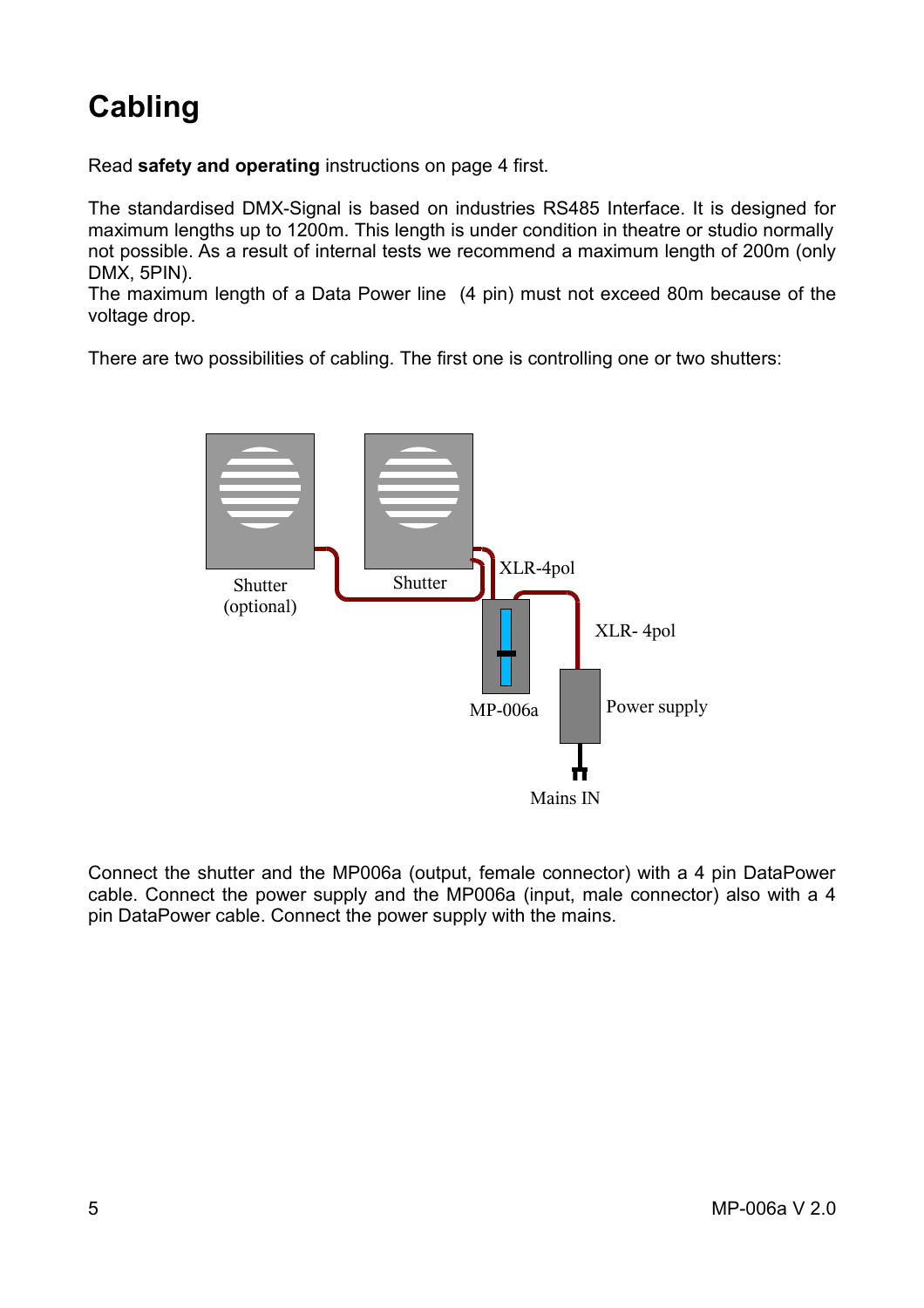# Cabling

Read **safety and operating** instructions on page 4 first.

The standardised DMX-Signal is based on industries RS485 Interface. It is designed for maximum lengths up to 1200m. This length is under condition in theatre or studio normally not possible. As a result of internal tests we recommend a maximum length of 200m (only DMX, 5PIN).
The maximum length of a Data Power line (4 pin) must not exceed 80m because of the voltage drop.

There are two possibilities of cabling. The first one is controlling one or two shutters:

Shutter (optional)

Shutter

XLR-4pol

XLR- 4pol

MP-006a

Power supply

Mains IN

Connect the shutter and the MP006a (output, female connector) with a 4 pin DataPower cable. Connect the power supply and the MP006a (input, male connector) also with a 4 pin DataPower cable. Connect the power supply with the mains.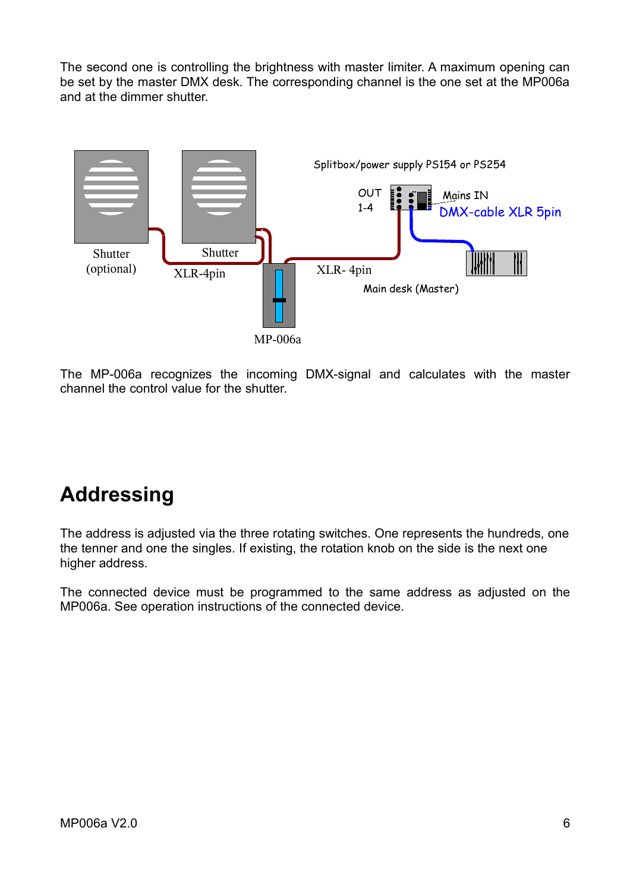The second one is controlling the brightness with master limiter. A maximum opening can be set by the master DMX desk. The corresponding channel is the one set at the MP006a and at the dimmer shutter.

Splitbox/power supply PS154 or PS254

OUT 1-4

Mains IN

DMX-cable XLR 5pin

Shutter (optional)

Shutter

XLR-4pin

XLR- 4pin

Main desk (Master)

MP-006a

The MP-006a recognizes the incoming DMX-signal and calculates with the master channel the control value for the shutter.

# Addressing

The address is adjusted via the three rotating switches. One represents the hundreds, one the tenner and one the singles. If existing, the rotation knob on the side is the next one higher address.

The connected device must be programmed to the same address as adjusted on the MP006a. See operation instructions of the connected device.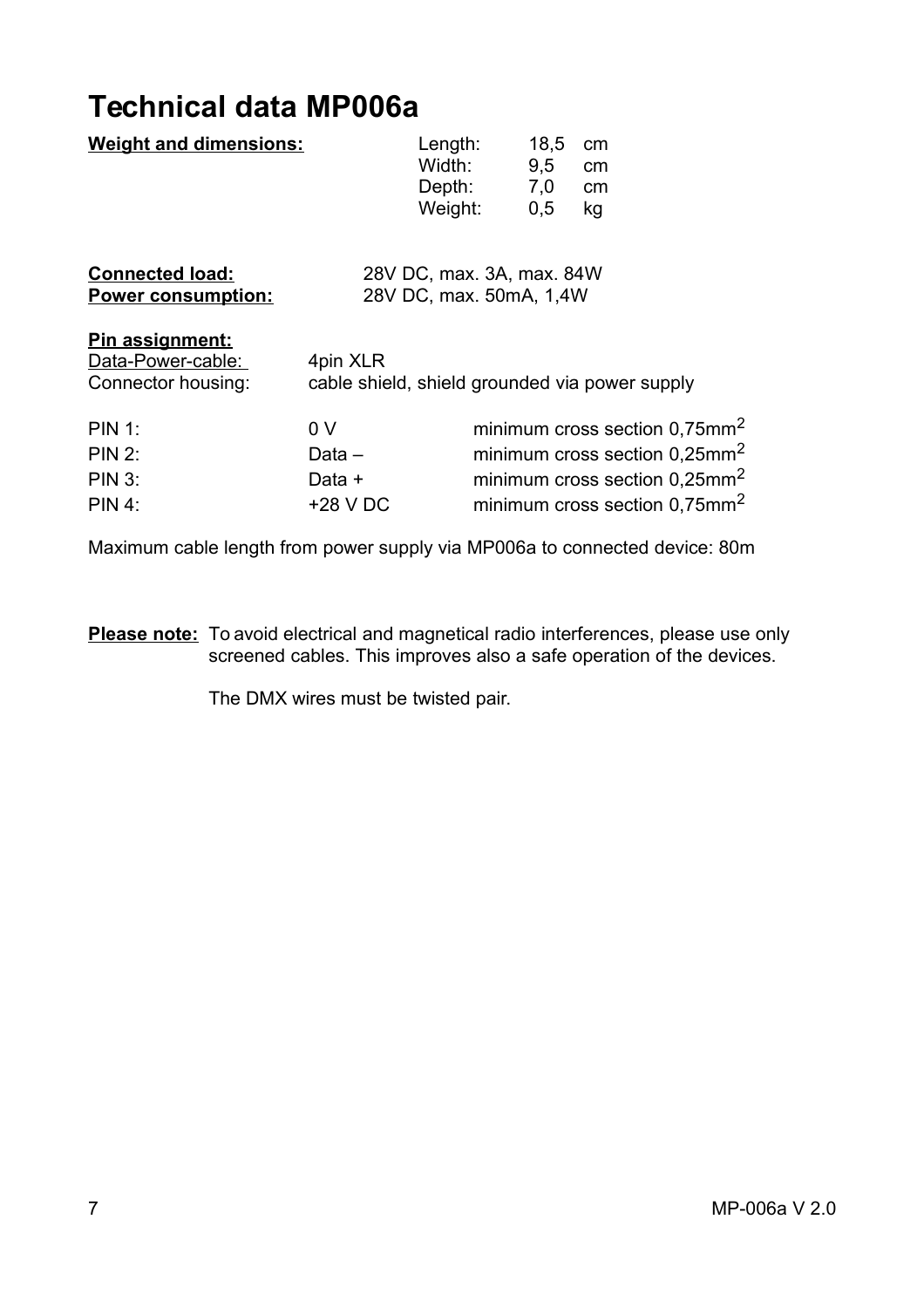# Technical data MP006a

**Weight and dimensions:**

| | | |
|---|---|---|
| Length: | 18,5 | cm |
| Width: | 9,5 | cm |
| Depth: | 7,0 | cm |
| Weight: | 0,5 | kg |

**Connected load:** 28V DC, max. 3A, max. 84W
**Power consumption:** 28V DC, max. 50mA, 1,4W

**Pin assignment:**

Data-Power-cable: 4pin XLR
Connector housing: cable shield, shield grounded via power supply

| | | |
|---|---|---|
| PIN 1: | 0 V | minimum cross section 0,75mm$^2$ |
| PIN 2: | Data – | minimum cross section 0,25mm$^2$ |
| PIN 3: | Data + | minimum cross section 0,25mm$^2$ |
| PIN 4: | +28 V DC | minimum cross section 0,75mm$^2$ |

Maximum cable length from power supply via MP006a to connected device: 80m

**Please note:** To avoid electrical and magnetical radio interferences, please use only screened cables. This improves also a safe operation of the devices.

The DMX wires must be twisted pair.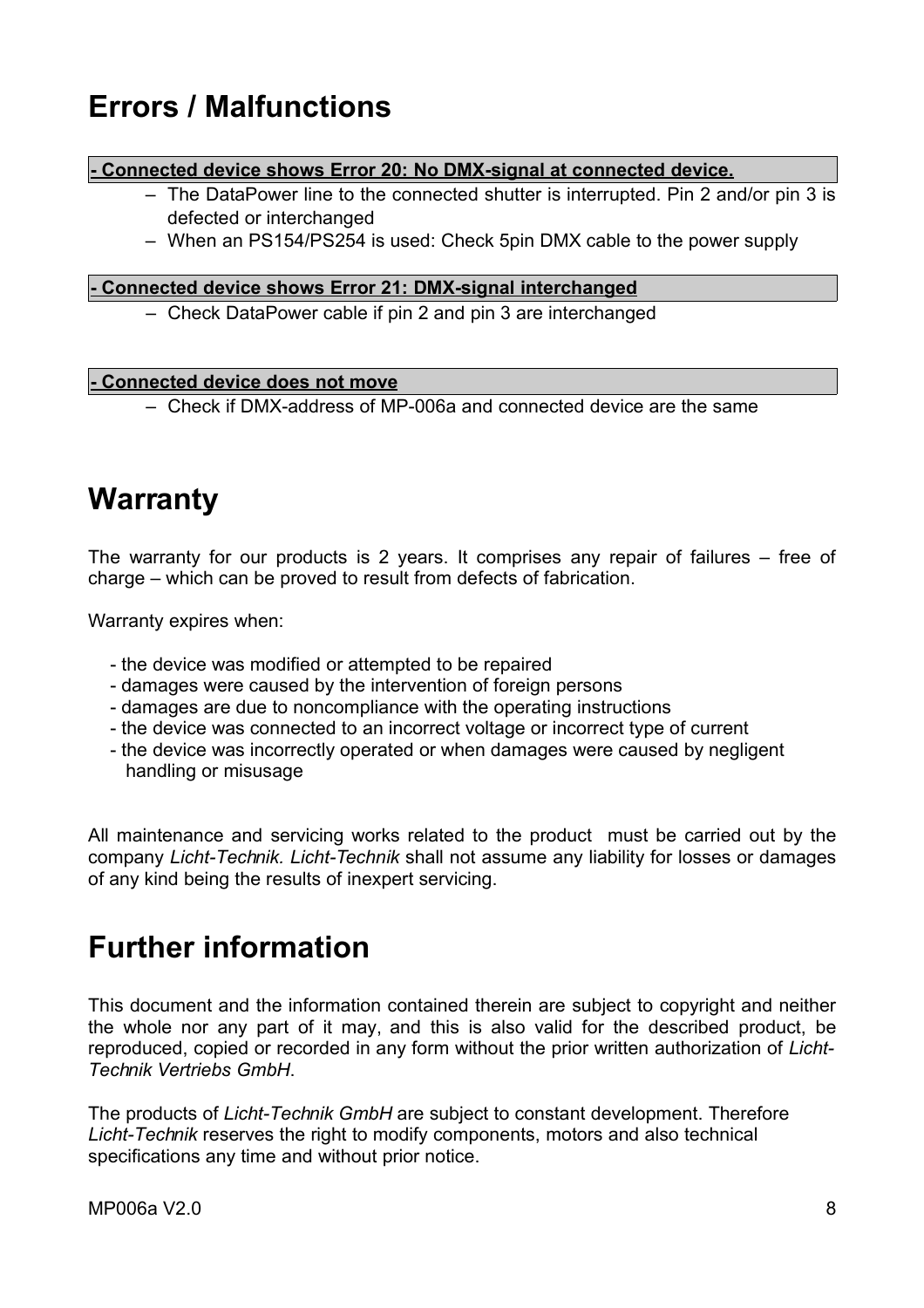# Errors / Malfunctions

**- Connected device shows Error 20: No DMX-signal at connected device.**

- The DataPower line to the connected shutter is interrupted. Pin 2 and/or pin 3 is defected or interchanged
- When an PS154/PS254 is used: Check 5pin DMX cable to the power supply

**- Connected device shows Error 21: DMX-signal interchanged**

- Check DataPower cable if pin 2 and pin 3 are interchanged

**- Connected device does not move**

- Check if DMX-address of MP-006a and connected device are the same

# Warranty

The warranty for our products is 2 years. It comprises any repair of failures – free of charge – which can be proved to result from defects of fabrication.

Warranty expires when:

- the device was modified or attempted to be repaired
- damages were caused by the intervention of foreign persons
- damages are due to noncompliance with the operating instructions
- the device was connected to an incorrect voltage or incorrect type of current
- the device was incorrectly operated or when damages were caused by negligent handling or misusage

All maintenance and servicing works related to the product must be carried out by the company *Licht-Technik. Licht-Technik* shall not assume any liability for losses or damages of any kind being the results of inexpert servicing.

# Further information

This document and the information contained therein are subject to copyright and neither the whole nor any part of it may, and this is also valid for the described product, be reproduced, copied or recorded in any form without the prior written authorization of *Licht-Technik Vertriebs GmbH*.

The products of *Licht-Technik GmbH* are subject to constant development. Therefore *Licht-Technik* reserves the right to modify components, motors and also technical specifications any time and without prior notice.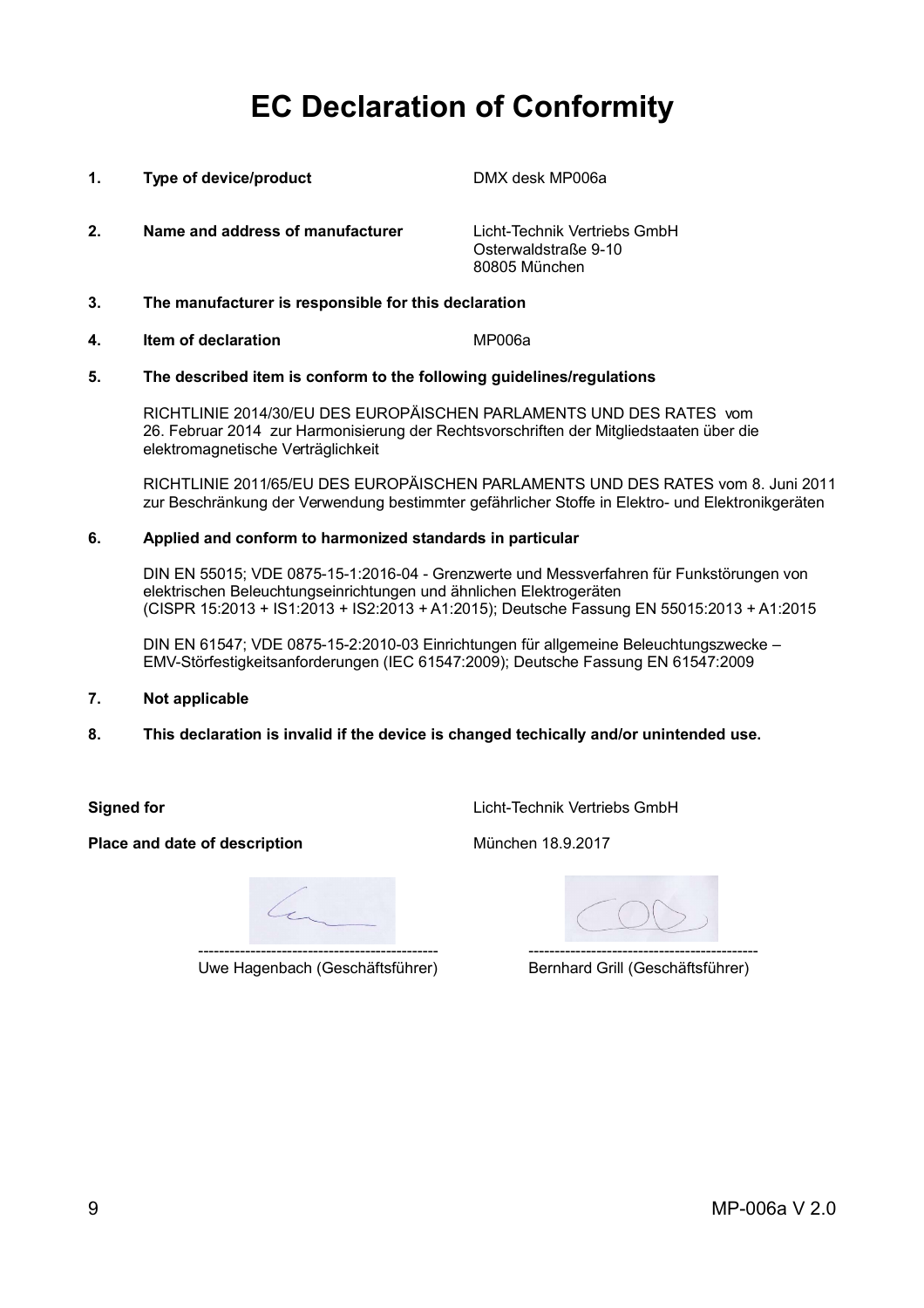# EC Declaration of Conformity

**1. Type of device/product** DMX desk MP006a

**2. Name and address of manufacturer** Licht-Technik Vertriebs GmbH
Osterwaldstraße 9-10
80805 München

**3. The manufacturer is responsible for this declaration**

**4. Item of declaration** MP006a

**5. The described item is conform to the following guidelines/regulations**

RICHTLINIE 2014/30/EU DES EUROPÄISCHEN PARLAMENTS UND DES RATES vom 26. Februar 2014 zur Harmonisierung der Rechtsvorschriften der Mitgliedstaaten über die elektromagnetische Verträglichkeit

RICHTLINIE 2011/65/EU DES EUROPÄISCHEN PARLAMENTS UND DES RATES vom 8. Juni 2011 zur Beschränkung der Verwendung bestimmter gefährlicher Stoffe in Elektro- und Elektronikgeräten

**6. Applied and conform to harmonized standards in particular**

DIN EN 55015; VDE 0875-15-1:2016-04 - Grenzwerte und Messverfahren für Funkstörungen von elektrischen Beleuchtungseinrichtungen und ähnlichen Elektrogeräten (CISPR 15:2013 + IS1:2013 + IS2:2013 + A1:2015); Deutsche Fassung EN 55015:2013 + A1:2015

DIN EN 61547; VDE 0875-15-2:2010-03 Einrichtungen für allgemeine Beleuchtungszwecke – EMV-Störfestigkeitsanforderungen (IEC 61547:2009); Deutsche Fassung EN 61547:2009

**7. Not applicable**

**8. This declaration is invalid if the device is changed techically and/or unintended use.**

**Signed for** Licht-Technik Vertriebs GmbH

**Place and date of description** München 18.9.2017

---------------------------------------------
Uwe Hagenbach (Geschäftsführer)

-------------------------------------------
Bernhard Grill (Geschäftsführer)